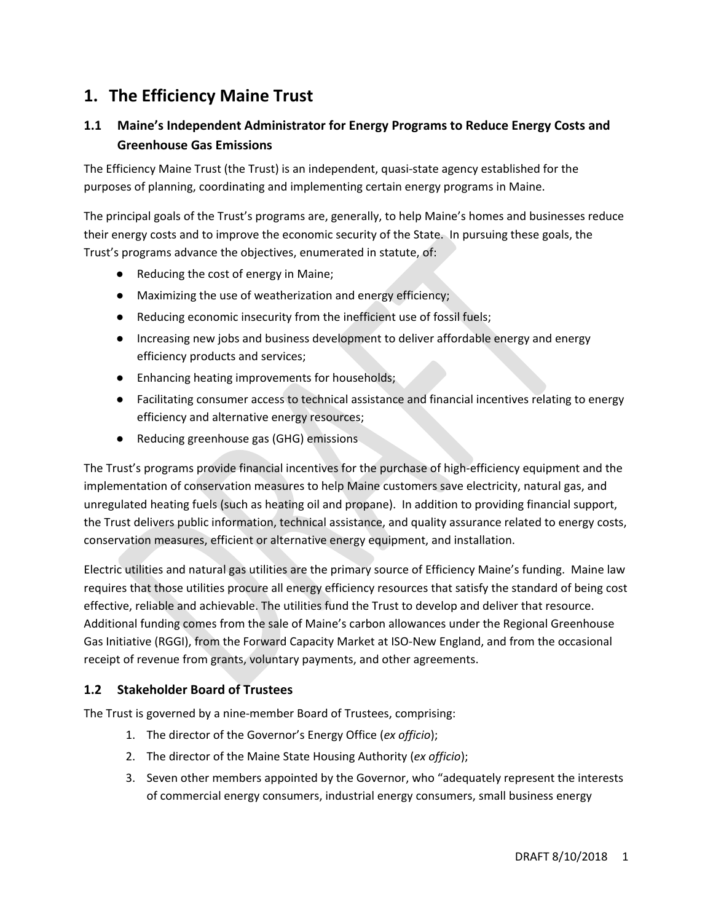# 1. The Efficiency Maine Trust

## 1.1 Maine's Independent Administrator for Energy Programs to Reduce Energy Costs and Greenhouse Gas Emissions

The Efficiency Maine Trust (the Trust) is an independent, quasi-state agency established for the purposes of planning, coordinating and implementing certain energy programs in Maine.

The principal goals of the Trust's programs are, generally, to help Maine's homes and businesses reduce their energy costs and to improve the economic security of the State. In pursuing these goals, the Trust's programs advance the objectives, enumerated in statute, of:

- Reducing the cost of energy in Maine;
- Maximizing the use of weatherization and energy efficiency;
- Reducing economic insecurity from the inefficient use of fossil fuels;
- Increasing new jobs and business development to deliver affordable energy and energy efficiency products and services;
- Enhancing heating improvements for households;
- Facilitating consumer access to technical assistance and financial incentives relating to energy efficiency and alternative energy resources;
- Reducing greenhouse gas (GHG) emissions

The Trust's programs provide financial incentives for the purchase of high-efficiency equipment and the implementation of conservation measures to help Maine customers save electricity, natural gas, and unregulated heating fuels (such as heating oil and propane). In addition to providing financial support, the Trust delivers public information, technical assistance, and quality assurance related to energy costs, conservation measures, efficient or alternative energy equipment, and installation.

Electric utilities and natural gas utilities are the primary source of Efficiency Maine's funding. Maine law requires that those utilities procure all energy efficiency resources that satisfy the standard of being cost effective, reliable and achievable. The utilities fund the Trust to develop and deliver that resource. Additional funding comes from the sale of Maine's carbon allowances under the Regional Greenhouse Gas Initiative (RGGI), from the Forward Capacity Market at ISO-New England, and from the occasional receipt of revenue from grants, voluntary payments, and other agreements.

## 1.2 Stakeholder Board of Trustees

The Trust is governed by a nine-member Board of Trustees, comprising:

1. The director of the Governor's Energy Office (*ex officio*);
2. The director of the Maine State Housing Authority (*ex officio*);
3. Seven other members appointed by the Governor, who "adequately represent the interests of commercial energy consumers, industrial energy consumers, small business energy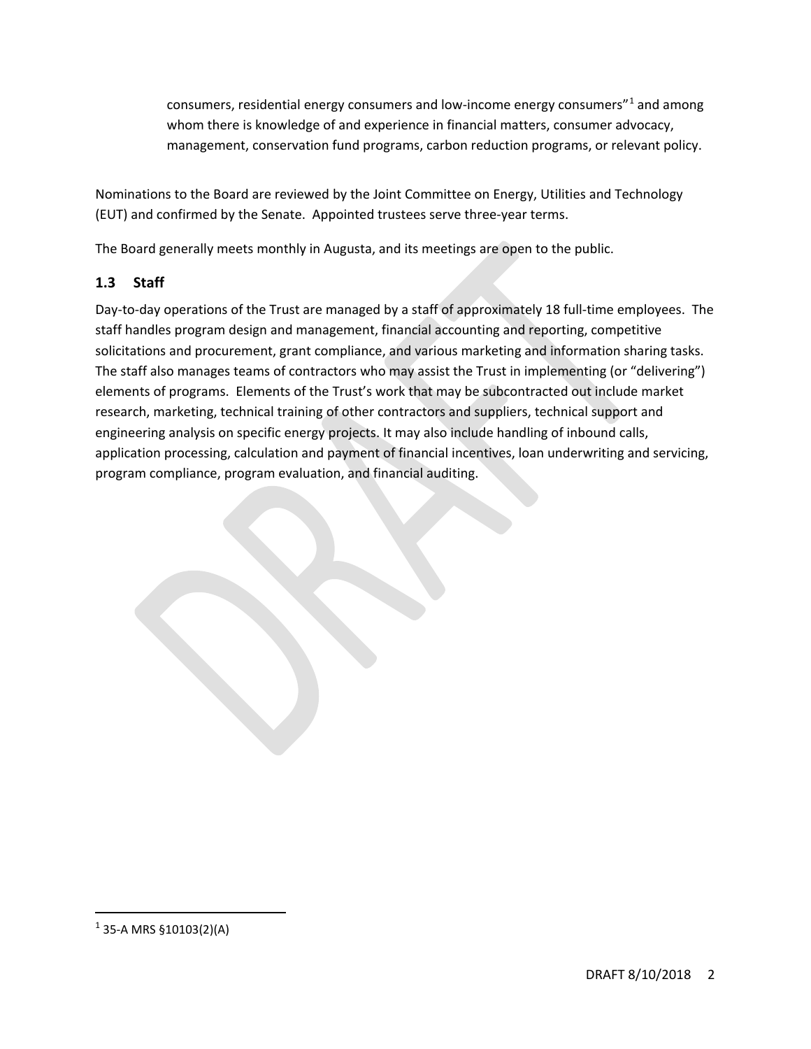consumers, residential energy consumers and low-income energy consumers"[1] and among whom there is knowledge of and experience in financial matters, consumer advocacy, management, conservation fund programs, carbon reduction programs, or relevant policy.

Nominations to the Board are reviewed by the Joint Committee on Energy, Utilities and Technology (EUT) and confirmed by the Senate. Appointed trustees serve three-year terms.

The Board generally meets monthly in Augusta, and its meetings are open to the public.

## 1.3 Staff

Day-to-day operations of the Trust are managed by a staff of approximately 18 full-time employees. The staff handles program design and management, financial accounting and reporting, competitive solicitations and procurement, grant compliance, and various marketing and information sharing tasks. The staff also manages teams of contractors who may assist the Trust in implementing (or "delivering") elements of programs. Elements of the Trust's work that may be subcontracted out include market research, marketing, technical training of other contractors and suppliers, technical support and engineering analysis on specific energy projects. It may also include handling of inbound calls, application processing, calculation and payment of financial incentives, loan underwriting and servicing, program compliance, program evaluation, and financial auditing.

[1] 35-A MRS §10103(2)(A)